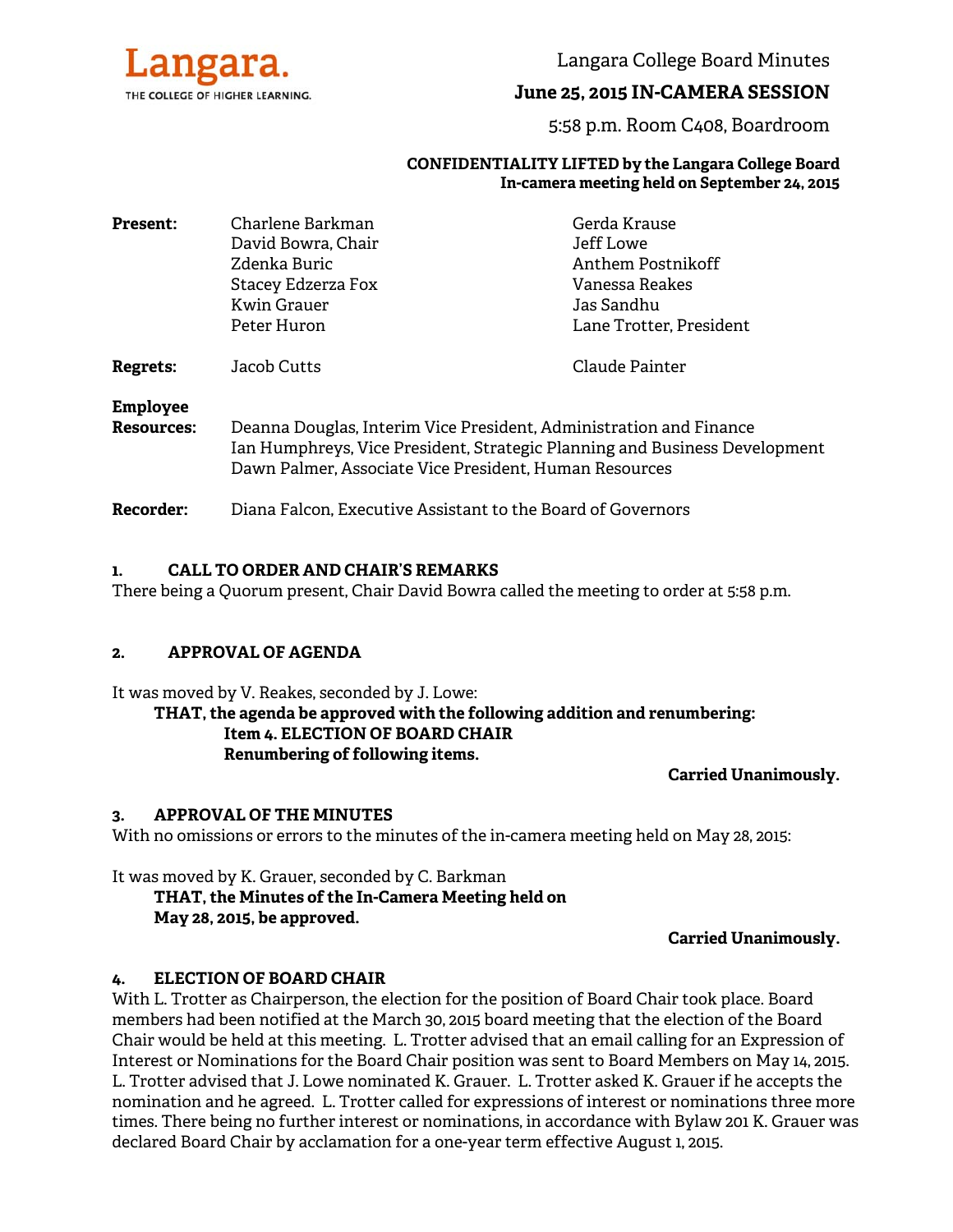Langara.
THE COLLEGE OF HIGHER LEARNING.

# Langara College Board Minutes

## June 25, 2015 IN-CAMERA SESSION

5:58 p.m. Room C408, Boardroom

**CONFIDENTIALITY LIFTED by the Langara College Board In-camera meeting held on September 24, 2015**

| | | |
|---|---|---|
| **Present:** | Charlene Barkman | Gerda Krause |
| | David Bowra, Chair | Jeff Lowe |
| | Zdenka Buric | Anthem Postnikoff |
| | Stacey Edzerza Fox | Vanessa Reakes |
| | Kwin Grauer | Jas Sandhu |
| | Peter Huron | Lane Trotter, President |
| **Regrets:** | Jacob Cutts | Claude Painter |

**Employee Resources:** Deanna Douglas, Interim Vice President, Administration and Finance
Ian Humphreys, Vice President, Strategic Planning and Business Development
Dawn Palmer, Associate Vice President, Human Resources

**Recorder:** Diana Falcon, Executive Assistant to the Board of Governors

### 1. CALL TO ORDER AND CHAIR'S REMARKS

There being a Quorum present, Chair David Bowra called the meeting to order at 5:58 p.m.

### 2. APPROVAL OF AGENDA

It was moved by V. Reakes, seconded by J. Lowe:

**THAT, the agenda be approved with the following addition and renumbering:**
**Item 4. ELECTION OF BOARD CHAIR**
**Renumbering of following items.**

**Carried Unanimously.**

### 3. APPROVAL OF THE MINUTES

With no omissions or errors to the minutes of the in-camera meeting held on May 28, 2015:

It was moved by K. Grauer, seconded by C. Barkman

**THAT, the Minutes of the In-Camera Meeting held on May 28, 2015, be approved.**

**Carried Unanimously.**

### 4. ELECTION OF BOARD CHAIR

With L. Trotter as Chairperson, the election for the position of Board Chair took place. Board members had been notified at the March 30, 2015 board meeting that the election of the Board Chair would be held at this meeting. L. Trotter advised that an email calling for an Expression of Interest or Nominations for the Board Chair position was sent to Board Members on May 14, 2015. L. Trotter advised that J. Lowe nominated K. Grauer. L. Trotter asked K. Grauer if he accepts the nomination and he agreed. L. Trotter called for expressions of interest or nominations three more times. There being no further interest or nominations, in accordance with Bylaw 201 K. Grauer was declared Board Chair by acclamation for a one-year term effective August 1, 2015.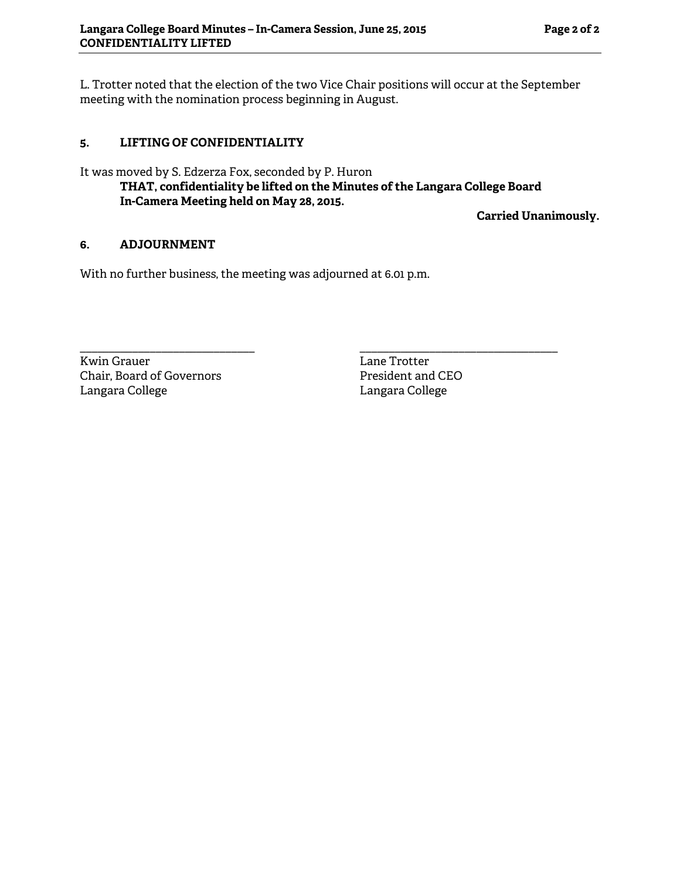L. Trotter noted that the election of the two Vice Chair positions will occur at the September meeting with the nomination process beginning in August.

## 5. LIFTING OF CONFIDENTIALITY

It was moved by S. Edzerza Fox, seconded by P. Huron

**THAT, confidentiality be lifted on the Minutes of the Langara College Board In-Camera Meeting held on May 28, 2015.**

**Carried Unanimously.**

## 6. ADJOURNMENT

With no further business, the meeting was adjourned at 6.01 p.m.

_______________________________
Kwin Grauer
Chair, Board of Governors
Langara College

_______________________________
Lane Trotter
President and CEO
Langara College